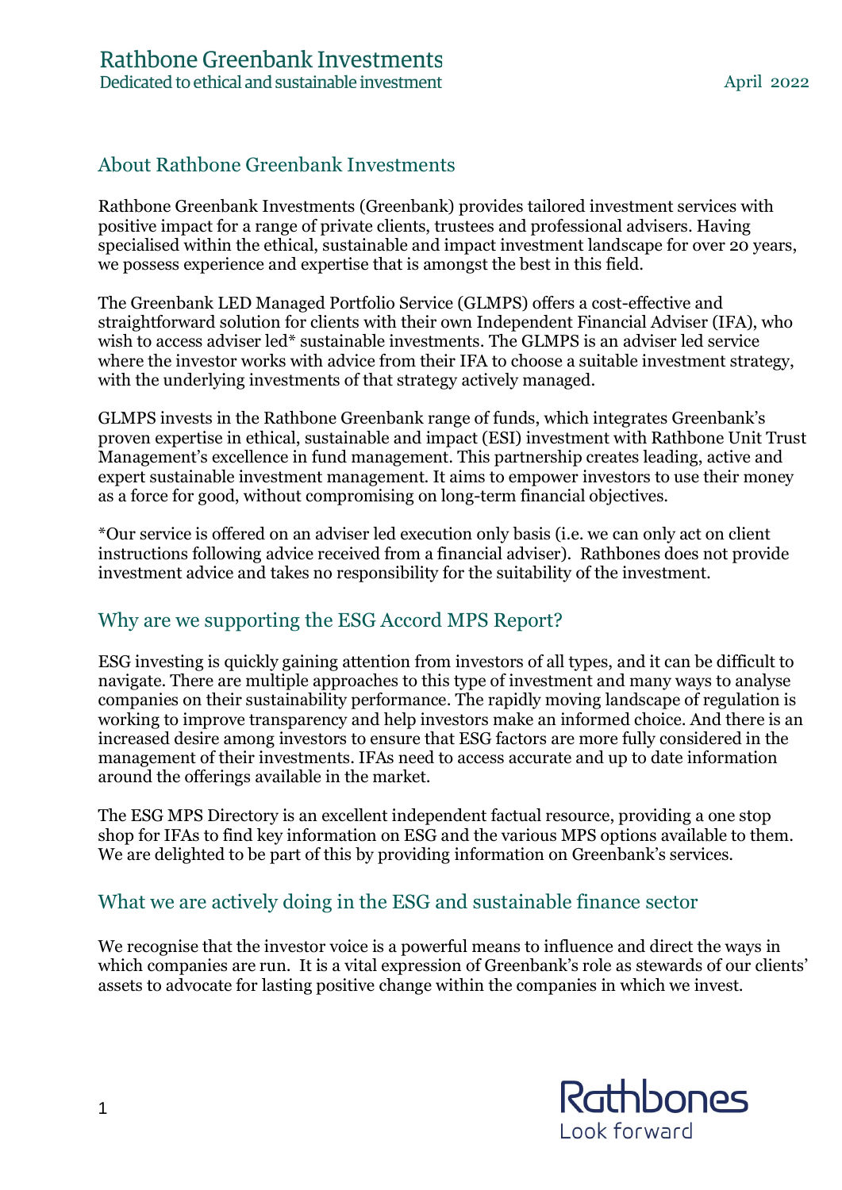Rathbone Greenbank Investments
Dedicated to ethical and sustainable investment

April 2022

## About Rathbone Greenbank Investments

Rathbone Greenbank Investments (Greenbank) provides tailored investment services with positive impact for a range of private clients, trustees and professional advisers. Having specialised within the ethical, sustainable and impact investment landscape for over 20 years, we possess experience and expertise that is amongst the best in this field.

The Greenbank LED Managed Portfolio Service (GLMPS) offers a cost-effective and straightforward solution for clients with their own Independent Financial Adviser (IFA), who wish to access adviser led* sustainable investments. The GLMPS is an adviser led service where the investor works with advice from their IFA to choose a suitable investment strategy, with the underlying investments of that strategy actively managed.

GLMPS invests in the Rathbone Greenbank range of funds, which integrates Greenbank's proven expertise in ethical, sustainable and impact (ESI) investment with Rathbone Unit Trust Management's excellence in fund management. This partnership creates leading, active and expert sustainable investment management. It aims to empower investors to use their money as a force for good, without compromising on long-term financial objectives.

*Our service is offered on an adviser led execution only basis (i.e. we can only act on client instructions following advice received from a financial adviser). Rathbones does not provide investment advice and takes no responsibility for the suitability of the investment.

## Why are we supporting the ESG Accord MPS Report?

ESG investing is quickly gaining attention from investors of all types, and it can be difficult to navigate. There are multiple approaches to this type of investment and many ways to analyse companies on their sustainability performance. The rapidly moving landscape of regulation is working to improve transparency and help investors make an informed choice. And there is an increased desire among investors to ensure that ESG factors are more fully considered in the management of their investments. IFAs need to access accurate and up to date information around the offerings available in the market.

The ESG MPS Directory is an excellent independent factual resource, providing a one stop shop for IFAs to find key information on ESG and the various MPS options available to them. We are delighted to be part of this by providing information on Greenbank's services.

## What we are actively doing in the ESG and sustainable finance sector

We recognise that the investor voice is a powerful means to influence and direct the ways in which companies are run. It is a vital expression of Greenbank's role as stewards of our clients' assets to advocate for lasting positive change within the companies in which we invest.

Rathbones
Look forward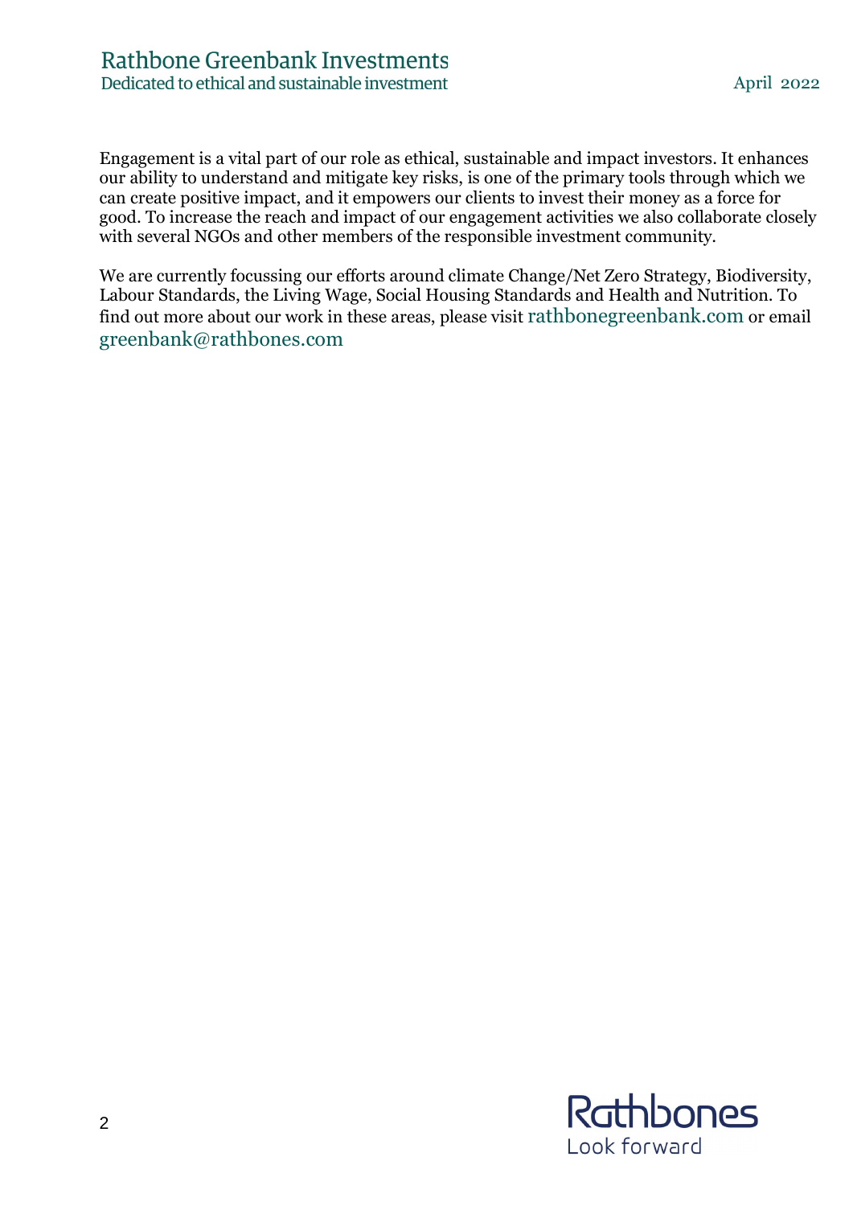Engagement is a vital part of our role as ethical, sustainable and impact investors. It enhances our ability to understand and mitigate key risks, is one of the primary tools through which we can create positive impact, and it empowers our clients to invest their money as a force for good. To increase the reach and impact of our engagement activities we also collaborate closely with several NGOs and other members of the responsible investment community.

We are currently focussing our efforts around climate Change/Net Zero Strategy, Biodiversity, Labour Standards, the Living Wage, Social Housing Standards and Health and Nutrition. To find out more about our work in these areas, please visit rathbonegreenbank.com or email greenbank@rathbones.com